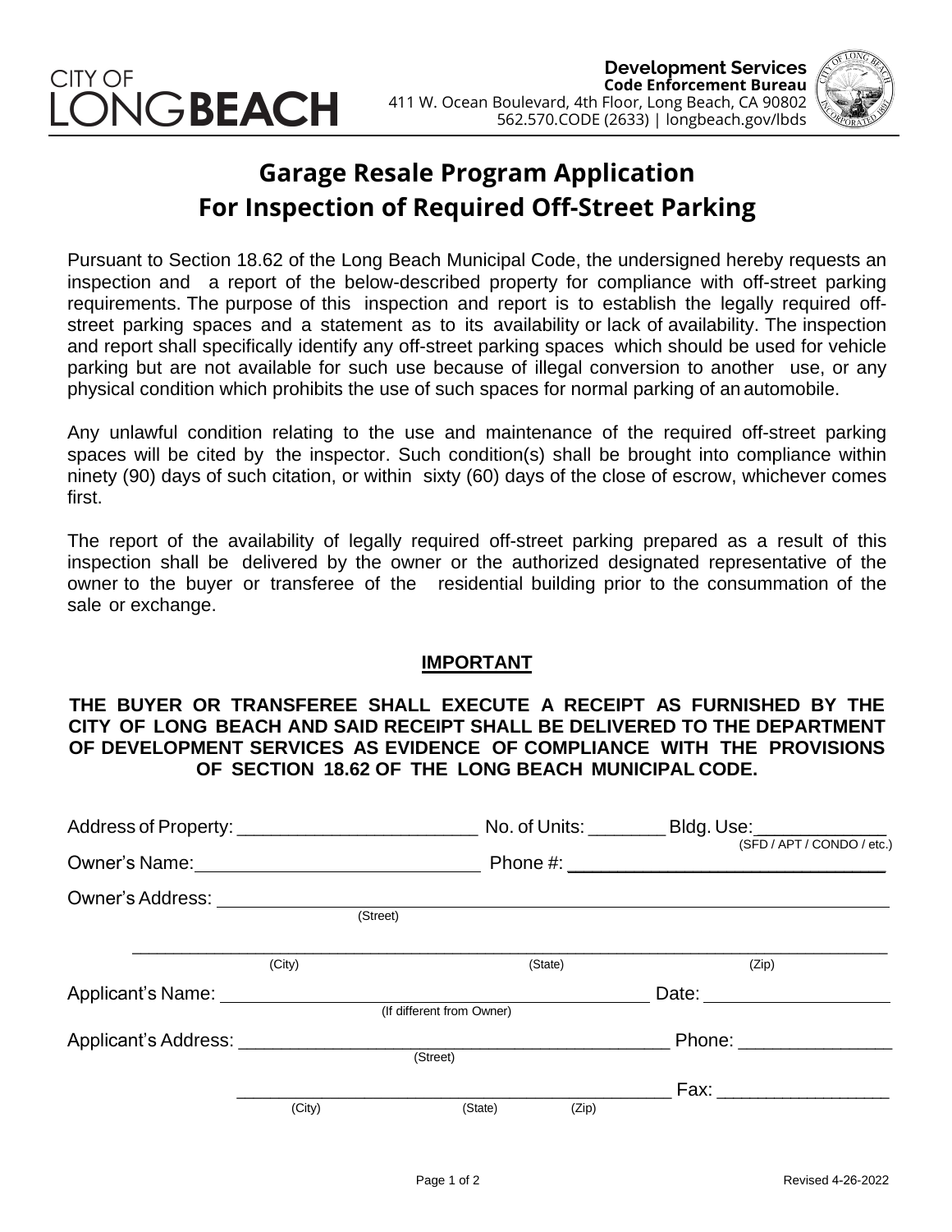CITY OF LONG**BEACH**

**Development Services**
**Code Enforcement Bureau**
411 W. Ocean Boulevard, 4th Floor, Long Beach, CA 90802
562.570.CODE (2633) | longbeach.gov/lbds

# Garage Resale Program Application
# For Inspection of Required Off-Street Parking

Pursuant to Section 18.62 of the Long Beach Municipal Code, the undersigned hereby requests an inspection and a report of the below-described property for compliance with off-street parking requirements. The purpose of this inspection and report is to establish the legally required off-street parking spaces and a statement as to its availability or lack of availability. The inspection and report shall specifically identify any off-street parking spaces which should be used for vehicle parking but are not available for such use because of illegal conversion to another use, or any physical condition which prohibits the use of such spaces for normal parking of an automobile.

Any unlawful condition relating to the use and maintenance of the required off-street parking spaces will be cited by the inspector. Such condition(s) shall be brought into compliance within ninety (90) days of such citation, or within sixty (60) days of the close of escrow, whichever comes first.

The report of the availability of legally required off-street parking prepared as a result of this inspection shall be delivered by the owner or the authorized designated representative of the owner to the buyer or transferee of the residential building prior to the consummation of the sale or exchange.

**IMPORTANT**

**THE BUYER OR TRANSFEREE SHALL EXECUTE A RECEIPT AS FURNISHED BY THE CITY OF LONG BEACH AND SAID RECEIPT SHALL BE DELIVERED TO THE DEPARTMENT OF DEVELOPMENT SERVICES AS EVIDENCE OF COMPLIANCE WITH THE PROVISIONS OF SECTION 18.62 OF THE LONG BEACH MUNICIPAL CODE.**

Address of Property: ________________________ No. of Units: ________ Bldg. Use: ____________ (SFD / APT / CONDO / etc.)

Owner's Name: ____________________________ Phone #: ______________________________

Owner's Address: ______________________________________________________________
(Street)

______________________________________________________________________________
(City) (State) (Zip)

Applicant's Name: ____________________________________ Date: __________________
(If different from Owner)

Applicant's Address: ___________________________________________ Phone: _______________
(Street)

___________________________________________ Fax: _________________
(City) (State) (Zip)

Revised 4-26-2022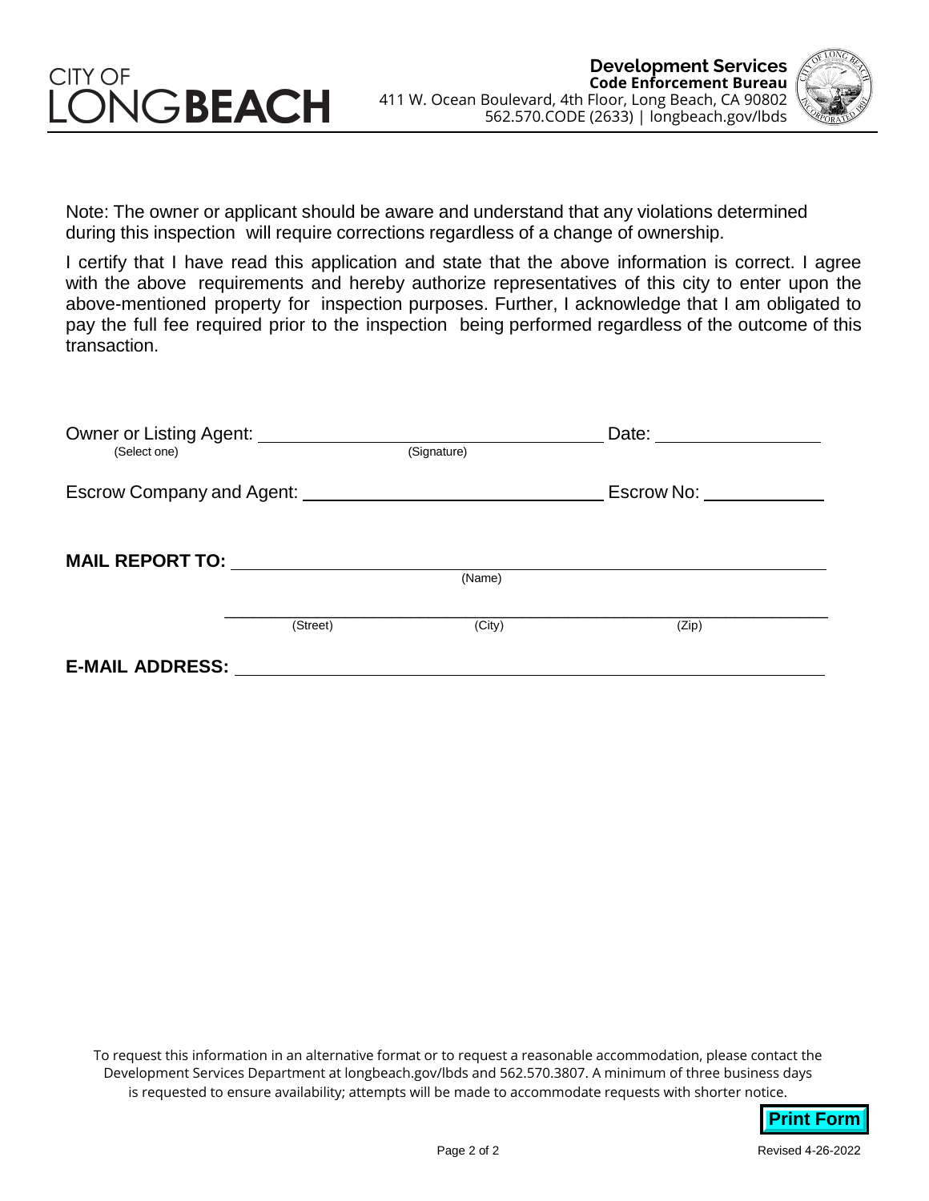CITY OF LONG**BEACH**

**Development Services**
**Code Enforcement Bureau**
411 W. Ocean Boulevard, 4th Floor, Long Beach, CA 90802
562.570.CODE (2633) | longbeach.gov/lbds

Note: The owner or applicant should be aware and understand that any violations determined during this inspection will require corrections regardless of a change of ownership.

I certify that I have read this application and state that the above information is correct. I agree with the above requirements and hereby authorize representatives of this city to enter upon the above-mentioned property for inspection purposes. Further, I acknowledge that I am obligated to pay the full fee required prior to the inspection being performed regardless of the outcome of this transaction.

Owner or Listing Agent: ______________________________ Date: ______________
(Select one) (Signature)

Escrow Company and Agent: ______________________________ Escrow No: ____________

**MAIL REPORT TO:** ____________________________________________
(Name)

____________________________________________
(Street) (City) (Zip)

**E-MAIL ADDRESS:** ____________________________________________

To request this information in an alternative format or to request a reasonable accommodation, please contact the Development Services Department at longbeach.gov/lbds and 562.570.3807. A minimum of three business days is requested to ensure availability; attempts will be made to accommodate requests with shorter notice.

**Print Form**

Revised 4-26-2022